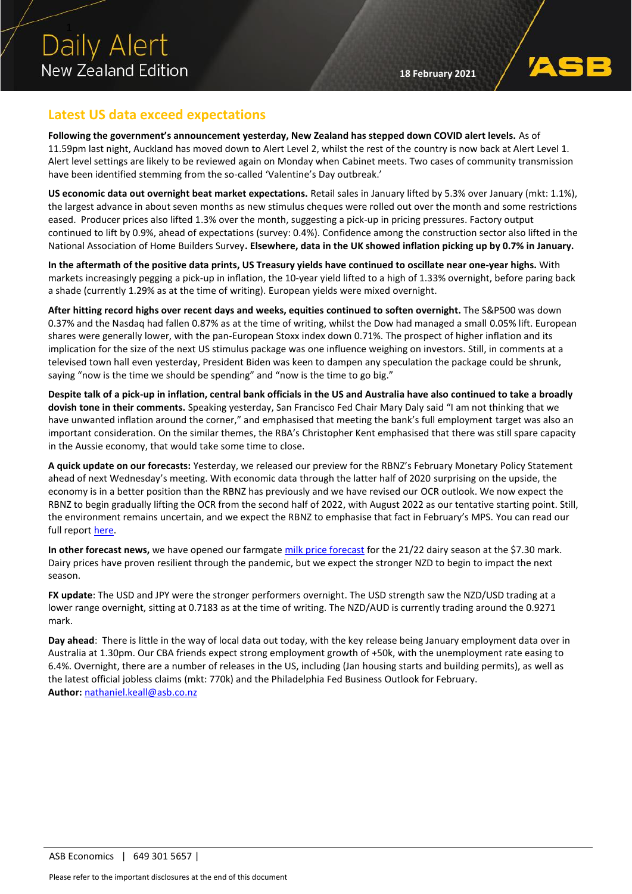# Daily Alert
## New Zealand Edition

18 February 2021

## Latest US data exceed expectations

**Following the government's announcement yesterday, New Zealand has stepped down COVID alert levels.** As of 11.59pm last night, Auckland has moved down to Alert Level 2, whilst the rest of the country is now back at Alert Level 1. Alert level settings are likely to be reviewed again on Monday when Cabinet meets. Two cases of community transmission have been identified stemming from the so-called 'Valentine's Day outbreak.'

**US economic data out overnight beat market expectations.** Retail sales in January lifted by 5.3% over January (mkt: 1.1%), the largest advance in about seven months as new stimulus cheques were rolled out over the month and some restrictions eased. Producer prices also lifted 1.3% over the month, suggesting a pick-up in pricing pressures. Factory output continued to lift by 0.9%, ahead of expectations (survey: 0.4%). Confidence among the construction sector also lifted in the National Association of Home Builders Survey**. Elsewhere, data in the UK showed inflation picking up by 0.7% in January.**

**In the aftermath of the positive data prints, US Treasury yields have continued to oscillate near one-year highs.** With markets increasingly pegging a pick-up in inflation, the 10-year yield lifted to a high of 1.33% overnight, before paring back a shade (currently 1.29% as at the time of writing). European yields were mixed overnight.

**After hitting record highs over recent days and weeks, equities continued to soften overnight.** The S&P500 was down 0.37% and the Nasdaq had fallen 0.87% as at the time of writing, whilst the Dow had managed a small 0.05% lift. European shares were generally lower, with the pan-European Stoxx index down 0.71%. The prospect of higher inflation and its implication for the size of the next US stimulus package was one influence weighing on investors. Still, in comments at a televised town hall even yesterday, President Biden was keen to dampen any speculation the package could be shrunk, saying "now is the time we should be spending" and "now is the time to go big."

**Despite talk of a pick-up in inflation, central bank officials in the US and Australia have also continued to take a broadly dovish tone in their comments.** Speaking yesterday, San Francisco Fed Chair Mary Daly said "I am not thinking that we have unwanted inflation around the corner," and emphasised that meeting the bank's full employment target was also an important consideration. On the similar themes, the RBA's Christopher Kent emphasised that there was still spare capacity in the Aussie economy, that would take some time to close.

**A quick update on our forecasts:** Yesterday, we released our preview for the RBNZ's February Monetary Policy Statement ahead of next Wednesday's meeting. With economic data through the latter half of 2020 surprising on the upside, the economy is in a better position than the RBNZ has previously and we have revised our OCR outlook. We now expect the RBNZ to begin gradually lifting the OCR from the second half of 2022, with August 2022 as our tentative starting point. Still, the environment remains uncertain, and we expect the RBNZ to emphasise that fact in February's MPS. You can read our full report here.

**In other forecast news,** we have opened our farmgate milk price forecast for the 21/22 dairy season at the $7.30 mark. Dairy prices have proven resilient through the pandemic, but we expect the stronger NZD to begin to impact the next season.

**FX update**: The USD and JPY were the stronger performers overnight. The USD strength saw the NZD/USD trading at a lower range overnight, sitting at 0.7183 as at the time of writing. The NZD/AUD is currently trading around the 0.9271 mark.

**Day ahead**: There is little in the way of local data out today, with the key release being January employment data over in Australia at 1.30pm. Our CBA friends expect strong employment growth of +50k, with the unemployment rate easing to 6.4%. Overnight, there are a number of releases in the US, including (Jan housing starts and building permits), as well as the latest official jobless claims (mkt: 770k) and the Philadelphia Fed Business Outlook for February.
**Author:** nathaniel.keall@asb.co.nz

ASB Economics | 649 301 5657 |

Please refer to the important disclosures at the end of this document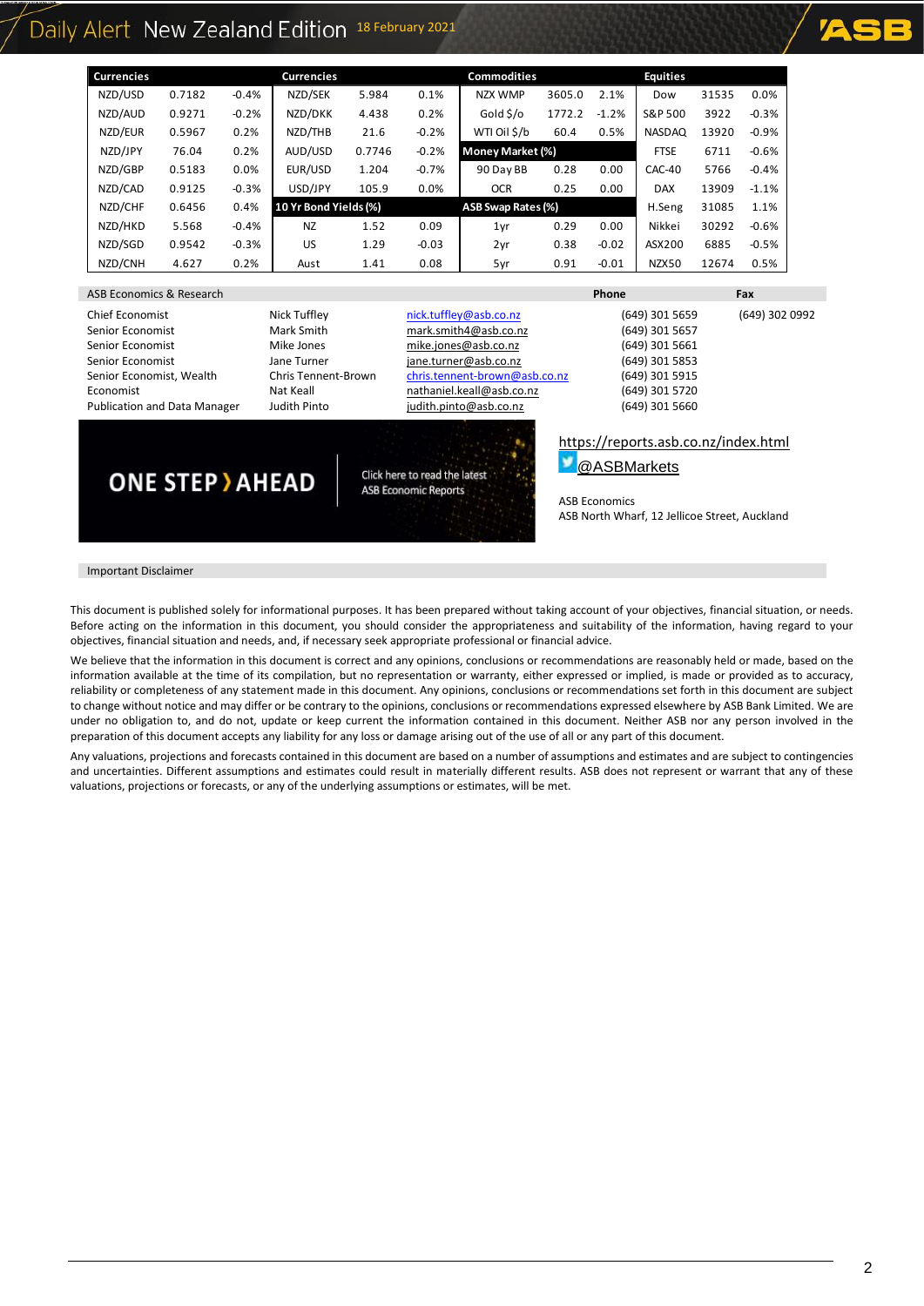| Currencies | | | Currencies | | | Commodities | | | Equities | | |
|---|---|---|---|---|---|---|---|---|---|---|---|
| NZD/USD | 0.7182 | -0.4% | NZD/SEK | 5.984 | 0.1% | NZX WMP | 3605.0 | 2.1% | Dow | 31535 | 0.0% |
| NZD/AUD | 0.9271 | -0.2% | NZD/DKK | 4.438 | 0.2% | Gold $/o | 1772.2 | -1.2% | S&P 500 | 3922 | -0.3% |
| NZD/EUR | 0.5967 | 0.2% | NZD/THB | 21.6 | -0.2% | WTI Oil $/b | 60.4 | 0.5% | NASDAQ | 13920 | -0.9% |
| NZD/JPY | 76.04 | 0.2% | AUD/USD | 0.7746 | -0.2% | **Money Market (%)** | | | FTSE | 6711 | -0.6% |
| NZD/GBP | 0.5183 | 0.0% | EUR/USD | 1.204 | -0.7% | 90 Day BB | 0.28 | 0.00 | CAC-40 | 5766 | -0.4% |
| NZD/CAD | 0.9125 | -0.3% | USD/JPY | 105.9 | 0.0% | OCR | 0.25 | 0.00 | DAX | 13909 | -1.1% |
| NZD/CHF | 0.6456 | 0.4% | **10 Yr Bond Yields (%)** | | | **ASB Swap Rates (%)** | | | H.Seng | 31085 | 1.1% |
| NZD/HKD | 5.568 | -0.4% | NZ | 1.52 | 0.09 | 1yr | 0.29 | 0.00 | Nikkei | 30292 | -0.6% |
| NZD/SGD | 0.9542 | -0.3% | US | 1.29 | -0.03 | 2yr | 0.38 | -0.02 | ASX200 | 6885 | -0.5% |
| NZD/CNH | 4.627 | 0.2% | Aust | 1.41 | 0.08 | 5yr | 0.91 | -0.01 | NZX50 | 12674 | 0.5% |

| ASB Economics & Research | | | Phone | Fax |
|---|---|---|---|---|
| Chief Economist | Nick Tuffley | nick.tuffley@asb.co.nz | (649) 301 5659 | (649) 302 0992 |
| Senior Economist | Mark Smith | mark.smith4@asb.co.nz | (649) 301 5657 | |
| Senior Economist | Mike Jones | mike.jones@asb.co.nz | (649) 301 5661 | |
| Senior Economist | Jane Turner | jane.turner@asb.co.nz | (649) 301 5853 | |
| Senior Economist, Wealth | Chris Tennent-Brown | chris.tennent-brown@asb.co.nz | (649) 301 5915 | |
| Economist | Nat Keall | nathaniel.keall@asb.co.nz | (649) 301 5720 | |
| Publication and Data Manager | Judith Pinto | judith.pinto@asb.co.nz | (649) 301 5660 | |

ONE STEP ❯ AHEAD

Click here to read the latest ASB Economic Reports

https://reports.asb.co.nz/index.html

@ASBMarkets

ASB Economics
ASB North Wharf, 12 Jellicoe Street, Auckland

## Important Disclaimer

This document is published solely for informational purposes. It has been prepared without taking account of your objectives, financial situation, or needs. Before acting on the information in this document, you should consider the appropriateness and suitability of the information, having regard to your objectives, financial situation and needs, and, if necessary seek appropriate professional or financial advice.

We believe that the information in this document is correct and any opinions, conclusions or recommendations are reasonably held or made, based on the information available at the time of its compilation, but no representation or warranty, either expressed or implied, is made or provided as to accuracy, reliability or completeness of any statement made in this document. Any opinions, conclusions or recommendations set forth in this document are subject to change without notice and may differ or be contrary to the opinions, conclusions or recommendations expressed elsewhere by ASB Bank Limited. We are under no obligation to, and do not, update or keep current the information contained in this document. Neither ASB nor any person involved in the preparation of this document accepts any liability for any loss or damage arising out of the use of all or any part of this document.

Any valuations, projections and forecasts contained in this document are based on a number of assumptions and estimates and are subject to contingencies and uncertainties. Different assumptions and estimates could result in materially different results. ASB does not represent or warrant that any of these valuations, projections or forecasts, or any of the underlying assumptions or estimates, will be met.